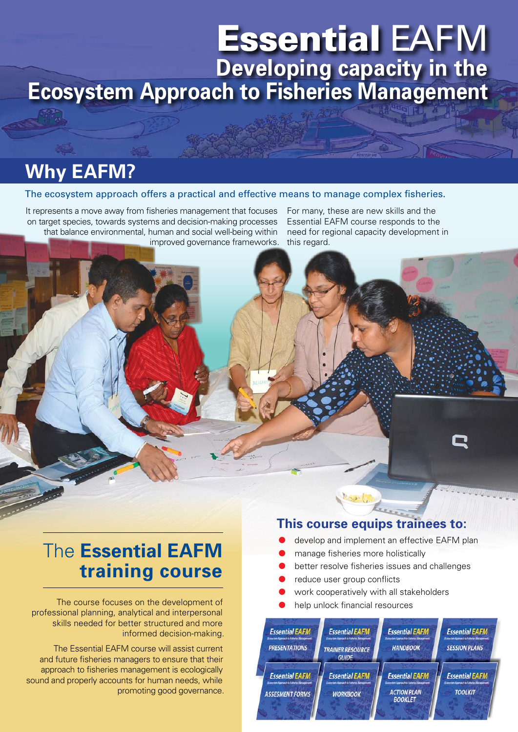# Essential EAFM

## Developing capacity in the Ecosystem Approach to Fisheries Management

## Why EAFM?

The ecosystem approach offers a practical and effective means to manage complex fisheries.

It represents a move away from fisheries management that focuses on target species, towards systems and decision-making processes that balance environmental, human and social well-being within improved governance frameworks.

For many, these are new skills and the Essential EAFM course responds to the need for regional capacity development in this regard.

## The Essential EAFM training course

The course focuses on the development of professional planning, analytical and interpersonal skills needed for better structured and more informed decision-making.

The Essential EAFM course will assist current and future fisheries managers to ensure that their approach to fisheries management is ecologically sound and properly accounts for human needs, while promoting good governance.

### This course equips trainees to:

- develop and implement an effective EAFM plan
- manage fisheries more holistically
- better resolve fisheries issues and challenges
- reduce user group conflicts
- work cooperatively with all stakeholders
- help unlock financial resources

Essential EAFM: PRESENTATIONS | TRAINER RESOURCE GUIDE | HANDBOOK | SESSION PLANS | ASSESMENT FORMS | WORKBOOK | ACTION PLAN BOOKLET | TOOLKIT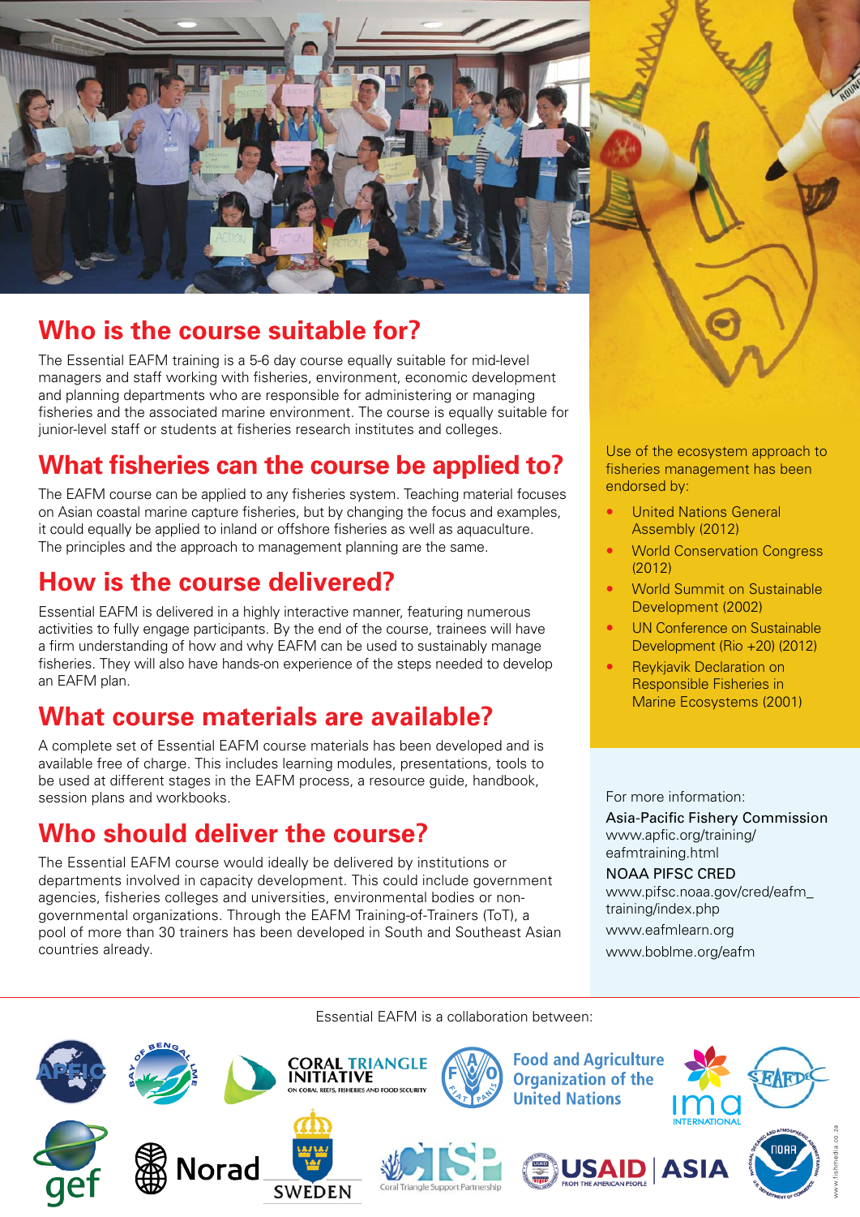## Who is the course suitable for?

The Essential EAFM training is a 5-6 day course equally suitable for mid-level managers and staff working with fisheries, environment, economic development and planning departments who are responsible for administering or managing fisheries and the associated marine environment. The course is equally suitable for junior-level staff or students at fisheries research institutes and colleges.

## What fisheries can the course be applied to?

The EAFM course can be applied to any fisheries system. Teaching material focuses on Asian coastal marine capture fisheries, but by changing the focus and examples, it could equally be applied to inland or offshore fisheries as well as aquaculture. The principles and the approach to management planning are the same.

## How is the course delivered?

Essential EAFM is delivered in a highly interactive manner, featuring numerous activities to fully engage participants. By the end of the course, trainees will have a firm understanding of how and why EAFM can be used to sustainably manage fisheries. They will also have hands-on experience of the steps needed to develop an EAFM plan.

## What course materials are available?

A complete set of Essential EAFM course materials has been developed and is available free of charge. This includes learning modules, presentations, tools to be used at different stages in the EAFM process, a resource guide, handbook, session plans and workbooks.

## Who should deliver the course?

The Essential EAFM course would ideally be delivered by institutions or departments involved in capacity development. This could include government agencies, fisheries colleges and universities, environmental bodies or non-governmental organizations. Through the EAFM Training-of-Trainers (ToT), a pool of more than 30 trainers has been developed in South and Southeast Asian countries already.

Use of the ecosystem approach to fisheries management has been endorsed by:

- United Nations General Assembly (2012)
- World Conservation Congress (2012)
- World Summit on Sustainable Development (2002)
- UN Conference on Sustainable Development (Rio +20) (2012)
- Reykjavik Declaration on Responsible Fisheries in Marine Ecosystems (2001)

For more information:

Asia-Pacific Fishery Commission
www.apfic.org/training/eafmtraining.html

NOAA PIFSC CRED
www.pifsc.noaa.gov/cred/eafm_training/index.php

www.eafmlearn.org

www.boblme.org/eafm

Essential EAFM is a collaboration between:

APFIC, Bay of Bengal LME, Coral Triangle Initiative on Coral Reefs, Fisheries and Food Security, Food and Agriculture Organization of the United Nations, IMA International, SEAFDEC, GEF, Norad, Sweden, Coral Triangle Support Partnership, USAID | ASIA, NOAA

www.fishmedia.co.za